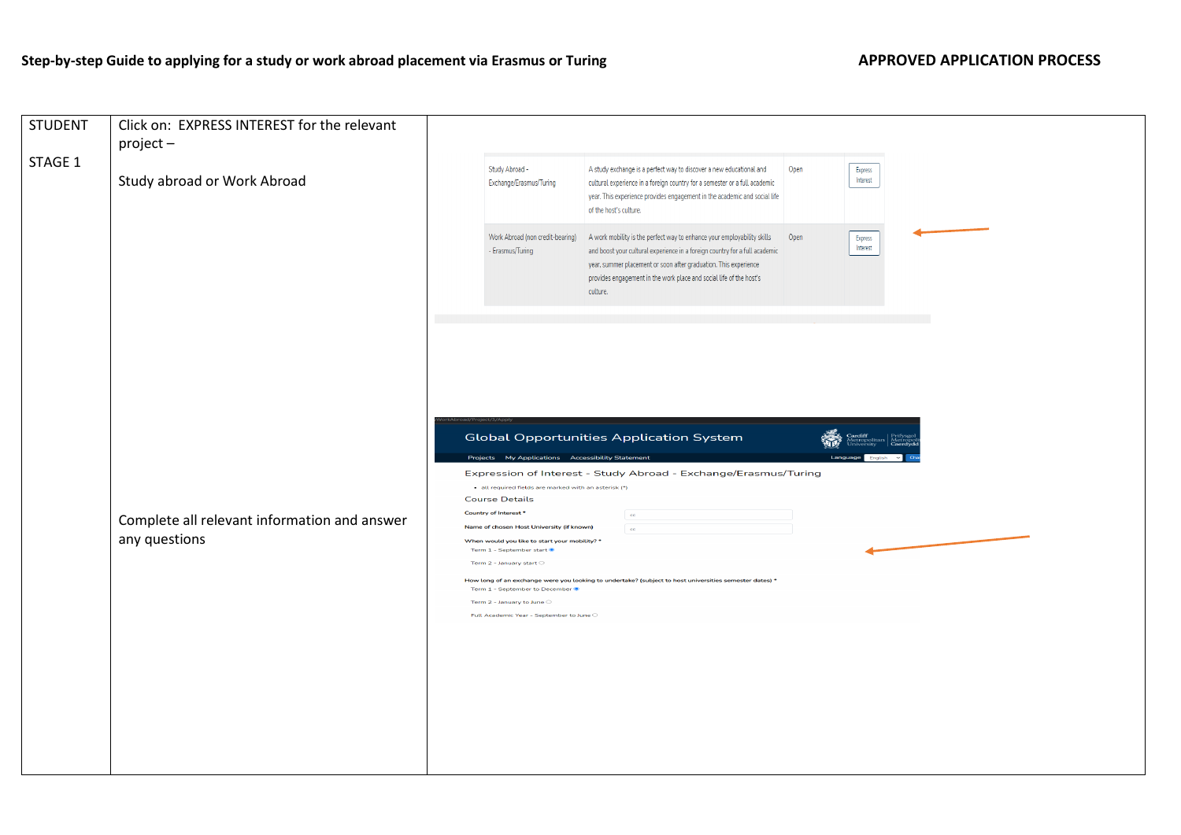**Step-by-step Guide to applying for a study or work abroad placement via Erasmus or Turing** **APPROVED APPLICATION PROCESS**

| | | |
|---|---|---|
| STUDENT<br><br>STAGE 1 | Click on: EXPRESS INTEREST for the relevant project –<br><br>Study abroad or Work Abroad | Study Abroad - Exchange/Erasmus/Turing — A study exchange is a perfect way to discover a new educational and cultural experience in a foreign country for a semester or a full academic year. This experience provides engagement in the academic and social life of the host's culture. — Open — Express Interest<br><br>Work Abroad (non credit-bearing) - Erasmus/Turing — A work mobility is the perfect way to enhance your employability skills and boost your cultural experience in a foreign country for a full academic year, summer placement or soon after graduation. This experience provides engagement in the work place and social life of the host's culture. — Open — Express Interest |
| | Complete all relevant information and answer any questions | Global Opportunities Application System<br>Projects · My Applications · Accessibility Statement<br><br>Expression of Interest - Study Abroad - Exchange/Erasmus/Turing<br>• all required fields are marked with an asterisk (*)<br><br>Course Details<br>Country of Interest *<br>Name of chosen Host University (if known)<br>When would you like to start your mobility? *<br>Term 1 - September start<br>Term 2 - January start<br>How long of an exchange were you looking to undertake? (subject to host universities semester dates) *<br>Term 1 - September to December<br>Term 2 - January to June<br>Full Academic Year - September to June |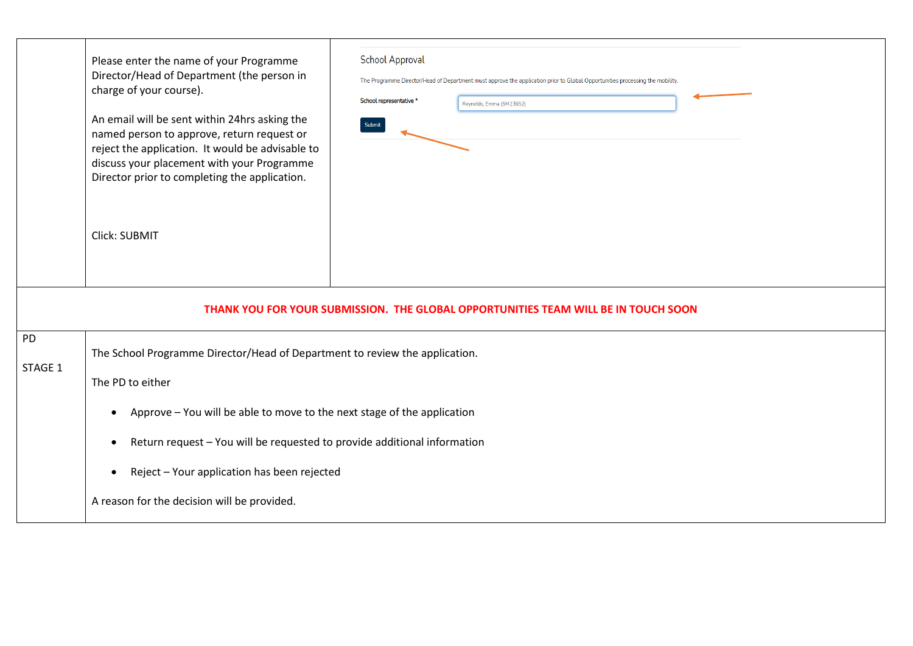| | | |
|---|---|---|
| | Please enter the name of your Programme Director/Head of Department (the person in charge of your course).<br><br>An email will be sent within 24hrs asking the named person to approve, return request or reject the application. It would be advisable to discuss your placement with your Programme Director prior to completing the application.<br><br>Click: SUBMIT | School Approval<br><br>The Programme Director/Head of Department must approve the application prior to Global Opportunities processing the mobility.<br><br>School representative * Reynolds, Emma (SM23652)<br><br>Submit |

**THANK YOU FOR YOUR SUBMISSION. THE GLOBAL OPPORTUNITIES TEAM WILL BE IN TOUCH SOON**

| | |
|---|---|
| PD<br><br>STAGE 1 | The School Programme Director/Head of Department to review the application.<br><br>The PD to either<br><br>• Approve – You will be able to move to the next stage of the application<br><br>• Return request – You will be requested to provide additional information<br><br>• Reject – Your application has been rejected<br><br>A reason for the decision will be provided. |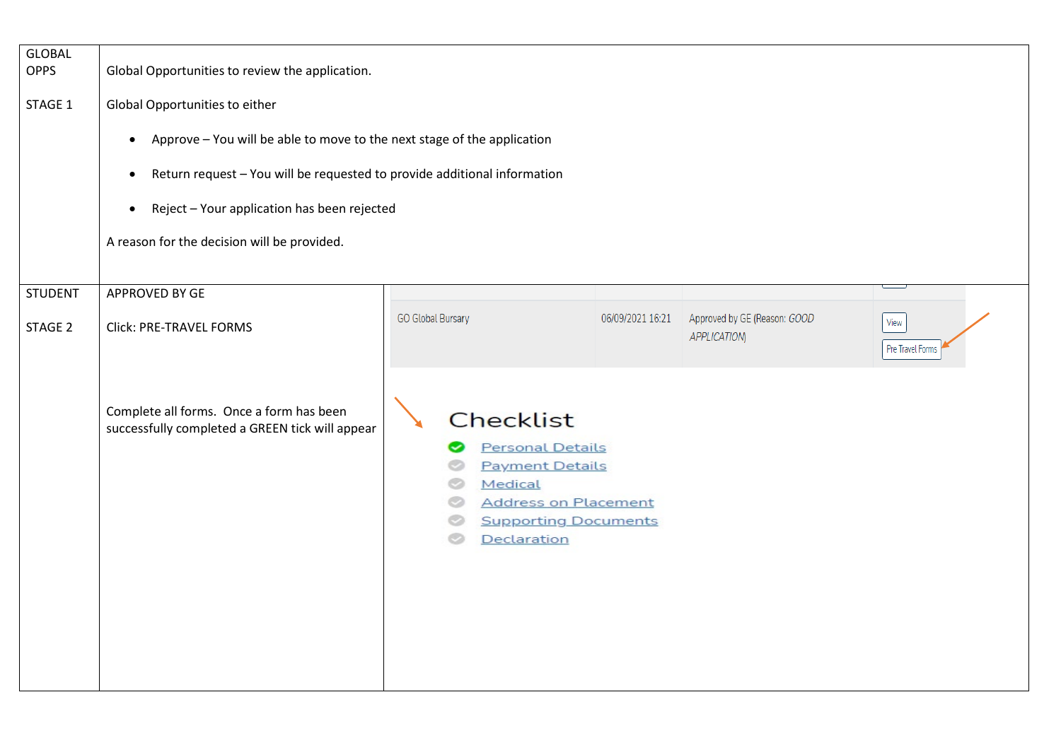| | | |
|---|---|---|
| GLOBAL OPPS<br><br>STAGE 1 | Global Opportunities to review the application.<br><br>Global Opportunities to either<br><br>• Approve – You will be able to move to the next stage of the application<br>• Return request – You will be requested to provide additional information<br>• Reject – Your application has been rejected<br><br>A reason for the decision will be provided. | |
| STUDENT<br><br>STAGE 2 | APPROVED BY GE<br><br>Click: PRE-TRAVEL FORMS<br><br>Complete all forms. Once a form has been successfully completed a GREEN tick will appear | GO Global Bursary 06/09/2021 16:21 Approved by GE (Reason: *GOOD APPLICATION*) View Pre Travel Forms<br><br>**Checklist**<br>Personal Details<br>Payment Details<br>Medical<br>Address on Placement<br>Supporting Documents<br>Declaration |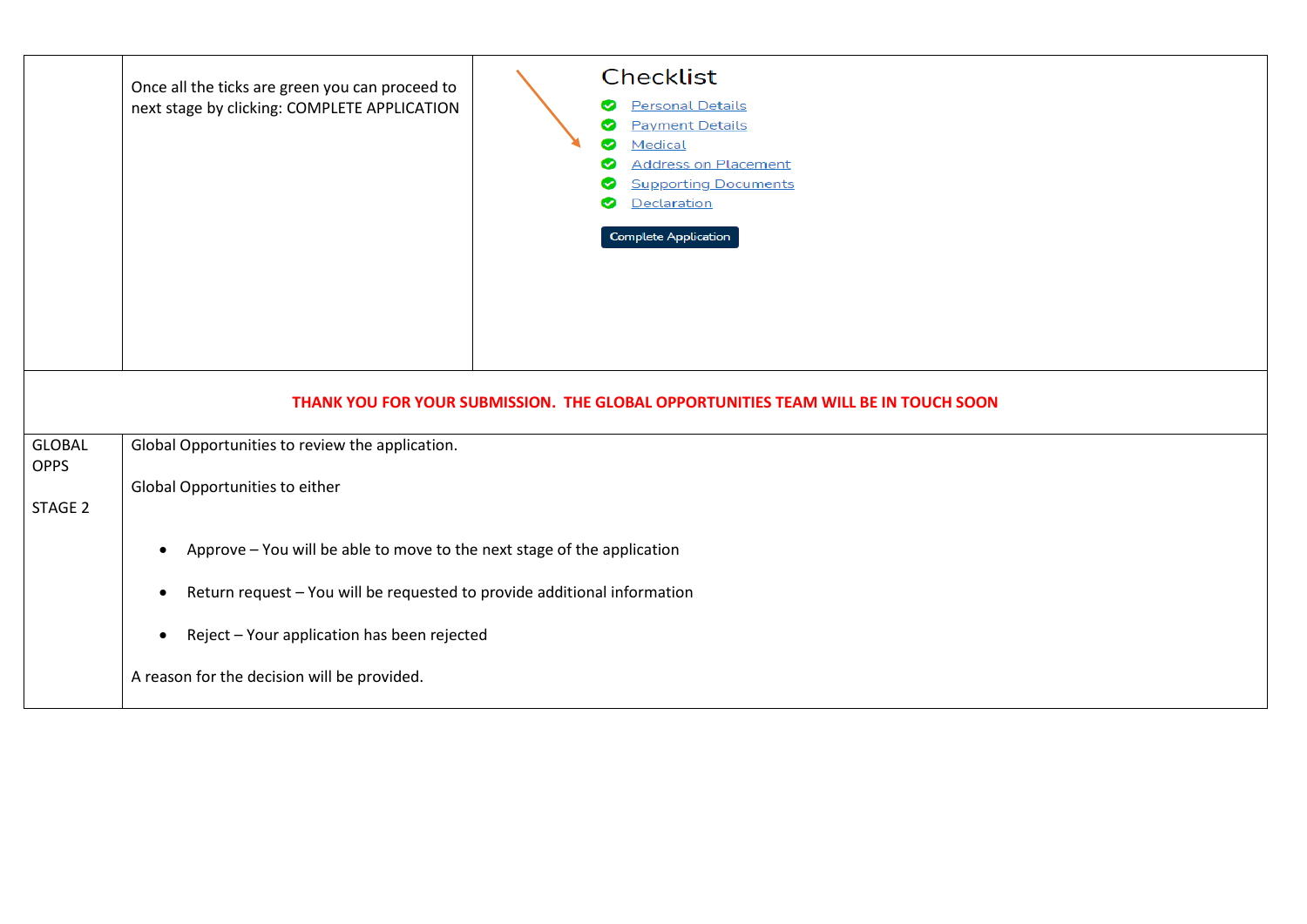| | | |
|---|---|---|
| | Once all the ticks are green you can proceed to next stage by clicking: COMPLETE APPLICATION | **Checklist**<br>✔ Personal Details<br>✔ Payment Details<br>✔ Medical<br>✔ Address on Placement<br>✔ Supporting Documents<br>✔ Declaration<br>[Complete Application] |

**THANK YOU FOR YOUR SUBMISSION. THE GLOBAL OPPORTUNITIES TEAM WILL BE IN TOUCH SOON**

| | |
|---|---|
| GLOBAL OPPS<br><br>STAGE 2 | Global Opportunities to review the application.<br><br>Global Opportunities to either<br><br>• Approve – You will be able to move to the next stage of the application<br>• Return request – You will be requested to provide additional information<br>• Reject – Your application has been rejected<br><br>A reason for the decision will be provided. |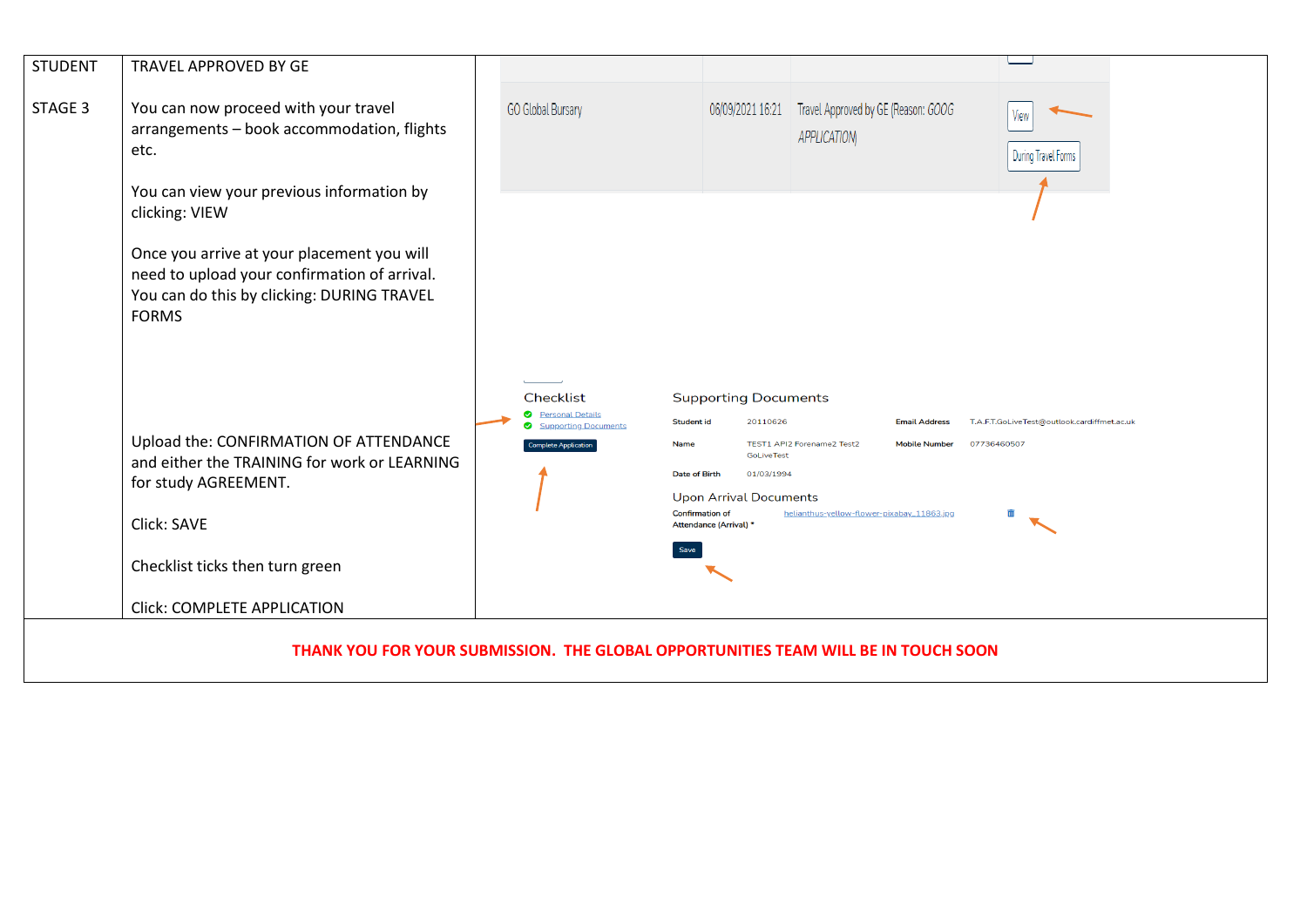| STUDENT<br><br>STAGE 3 | TRAVEL APPROVED BY GE<br><br>You can now proceed with your travel arrangements – book accommodation, flights etc.<br><br>You can view your previous information by clicking: VIEW<br><br>Once you arrive at your placement you will need to upload your confirmation of arrival. You can do this by clicking: DURING TRAVEL FORMS<br><br>Upload the: CONFIRMATION OF ATTENDANCE and either the TRAINING for work or LEARNING for study AGREEMENT.<br><br>Click: SAVE<br><br>Checklist ticks then turn green<br><br>Click: COMPLETE APPLICATION | GO Global Bursary 06/09/2021 16:21 Travel Approved by GE (Reason: GOOG APPLICATION) View During Travel Forms<br><br>Checklist<br>Personal Details<br>Supporting Documents<br>Complete Application<br><br>Supporting Documents<br>Student id 20110626 Email Address T.A.F.T.GoLiveTest@outlook.cardiffmet.ac.uk<br>Name TEST1 API2 Forename2 Test2 GoLiveTest Mobile Number 07736460507<br>Date of Birth 01/03/1994<br>Upon Arrival Documents<br>Confirmation of Attendance (Arrival) * helianthus-yellow-flower-pixabay_11863.jpg<br>Save |
|---|---|---|

**THANK YOU FOR YOUR SUBMISSION. THE GLOBAL OPPORTUNITIES TEAM WILL BE IN TOUCH SOON**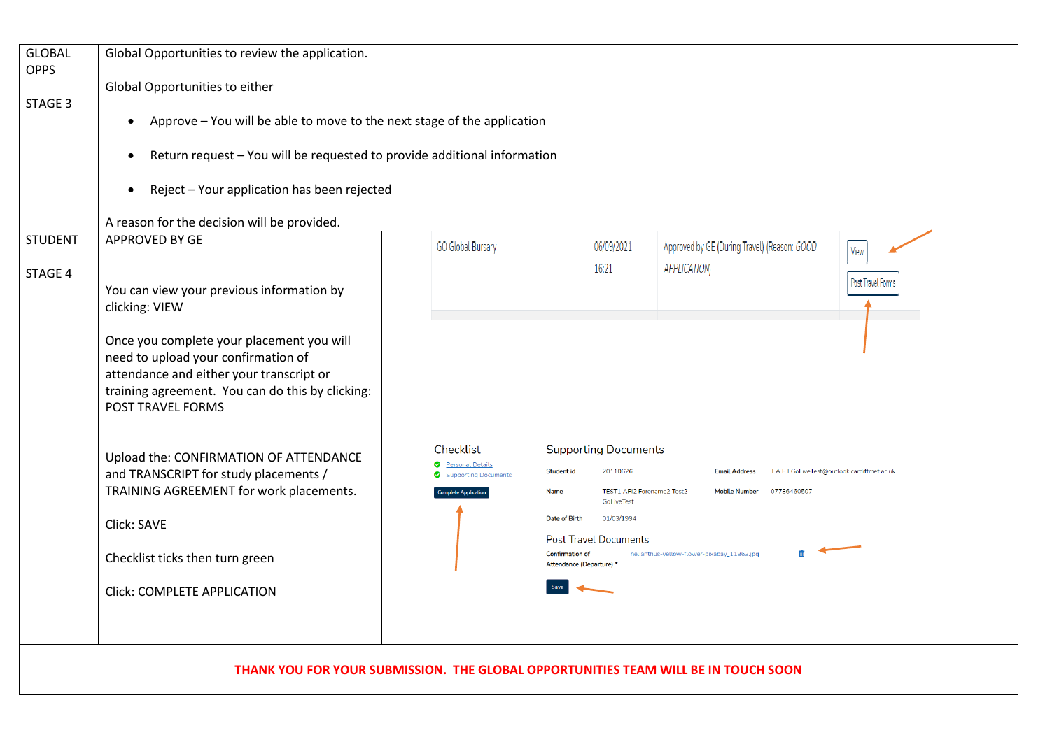| | | |
|---|---|---|
| GLOBAL OPPS<br><br>STAGE 3 | Global Opportunities to review the application.<br><br>Global Opportunities to either<br><br>• Approve – You will be able to move to the next stage of the application<br><br>• Return request – You will be requested to provide additional information<br><br>• Reject – Your application has been rejected<br><br>A reason for the decision will be provided. | |
| STUDENT<br><br>STAGE 4 | APPROVED BY GE<br><br>You can view your previous information by clicking: VIEW<br><br>Once you complete your placement you will need to upload your confirmation of attendance and either your transcript or training agreement. You can do this by clicking: POST TRAVEL FORMS<br><br>Upload the: CONFIRMATION OF ATTENDANCE and TRANSCRIPT for study placements / TRAINING AGREEMENT for work placements.<br><br>Click: SAVE<br><br>Checklist ticks then turn green<br><br>Click: COMPLETE APPLICATION | GO Global Bursary \| 06/09/2021 16:21 \| Approved by GE (During Travel) (Reason: GOOD APPLICATION) \| View \| Post Travel Forms<br><br>Checklist<br>Personal Details<br>Supporting Documents<br>Complete Application<br><br>Supporting Documents<br>Student id: 20110626 \| Email Address: T.A.F.T.GoLiveTest@outlook.cardiffmet.ac.uk<br>Name: TEST1 API2 Forename2 Test2 GoLiveTest \| Mobile Number: 07736460507<br>Date of Birth: 01/03/1994<br><br>Post Travel Documents<br>Confirmation of Attendance (Departure) *: helianthus-yellow-flower-pixabay_11863.jpg<br>Save |

**THANK YOU FOR YOUR SUBMISSION. THE GLOBAL OPPORTUNITIES TEAM WILL BE IN TOUCH SOON**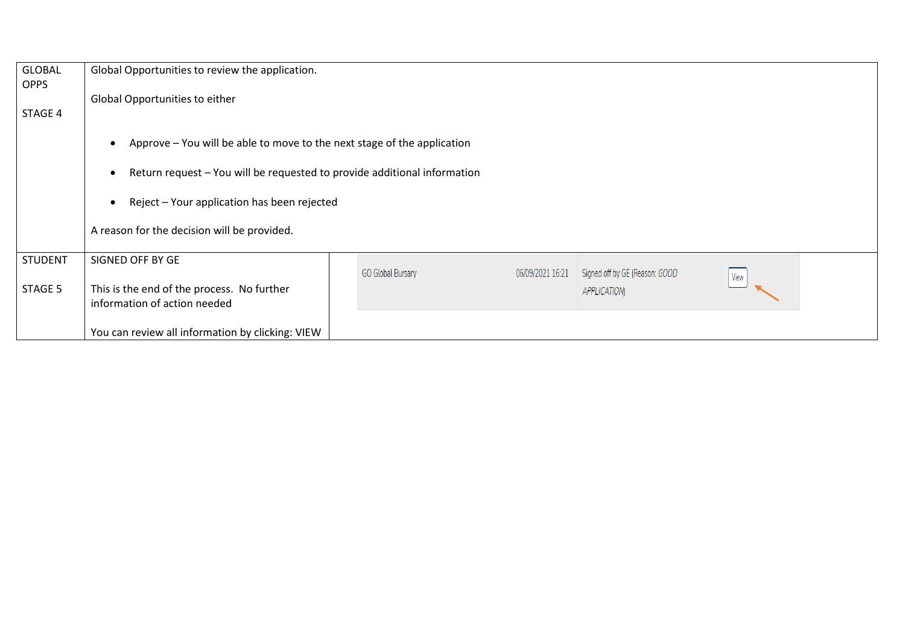| | | |
|---|---|---|
| GLOBAL OPPS<br><br>STAGE 4 | Global Opportunities to review the application.<br><br>Global Opportunities to either<br><br>• Approve – You will be able to move to the next stage of the application<br>• Return request – You will be requested to provide additional information<br>• Reject – Your application has been rejected<br><br>A reason for the decision will be provided. | |
| STUDENT<br><br>STAGE 5 | SIGNED OFF BY GE<br><br>This is the end of the process. No further information of action needed<br><br>You can review all information by clicking: VIEW | GO Global Bursary 06/09/2021 16:21 Signed off by GE (Reason: *GOOD APPLICATION*) View |